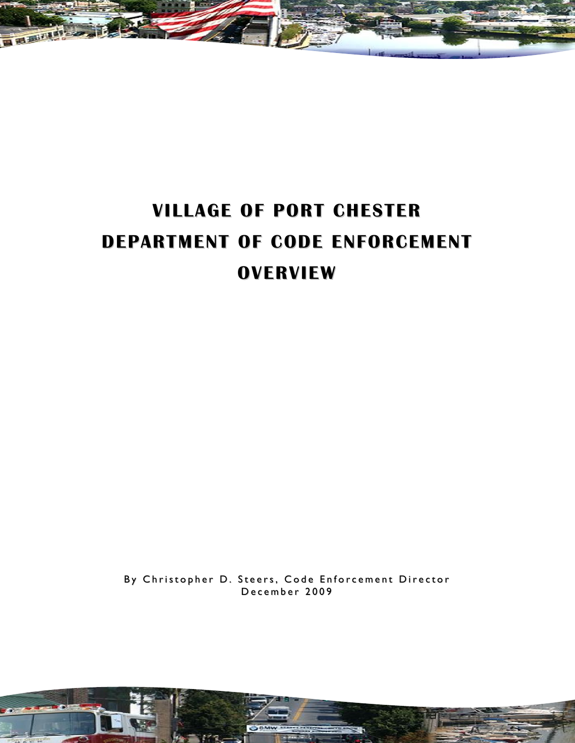# VILLAGE OF PORT CHESTER
# DEPARTMENT OF CODE ENFORCEMENT
# OVERVIEW

By Christopher D. Steers, Code Enforcement Director
December 2009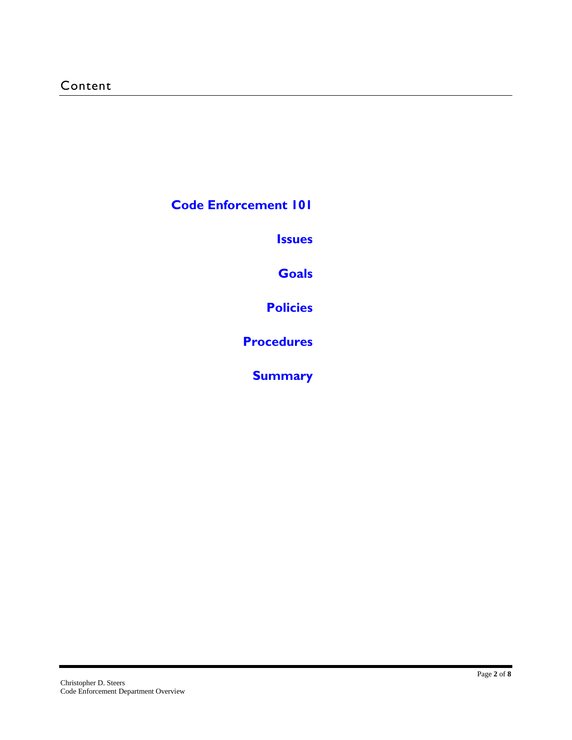# Content

**Code Enforcement 101**

**Issues**

**Goals**

**Policies**

**Procedures**

**Summary**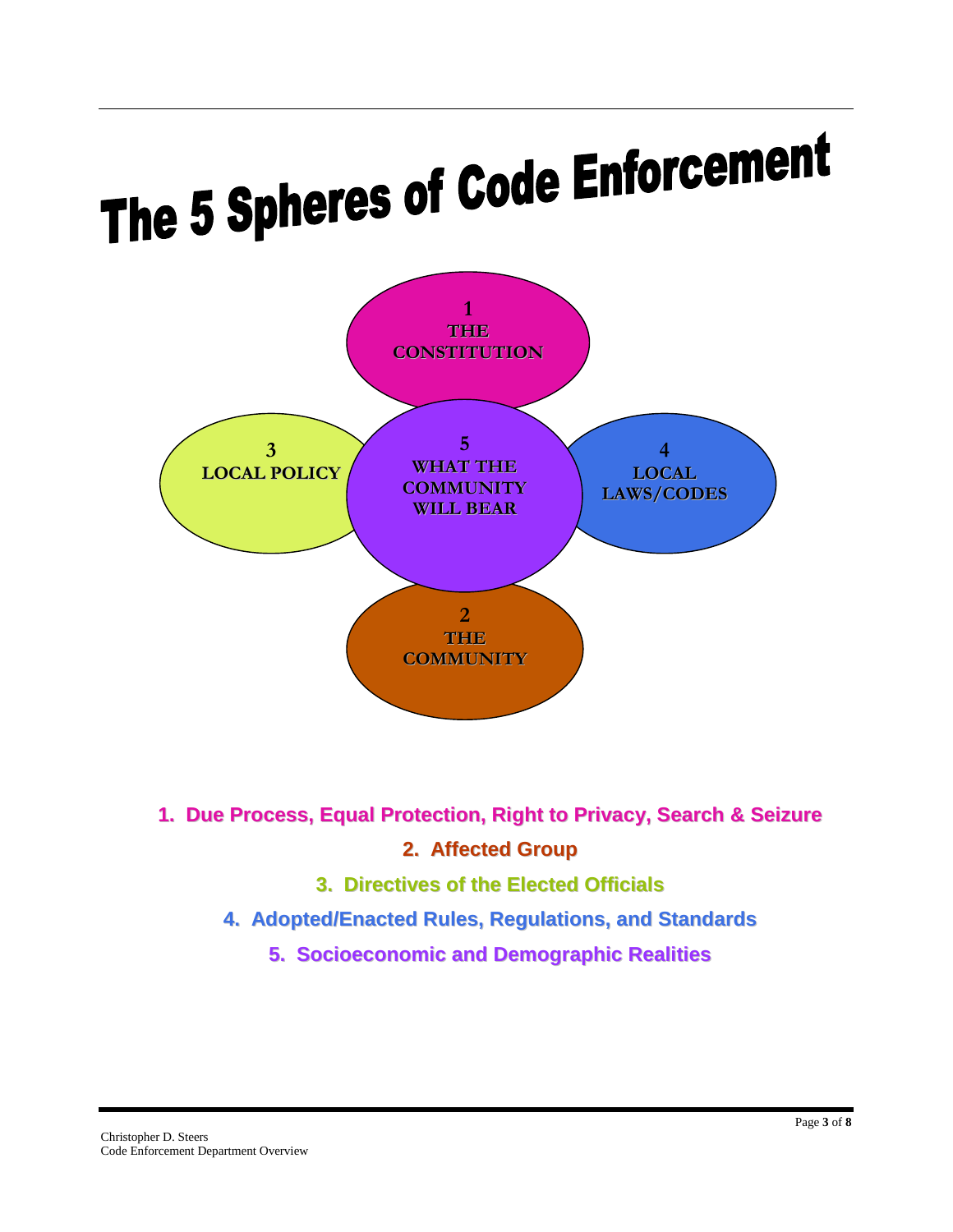# The 5 Spheres of Code Enforcement

1 THE CONSTITUTION

3 LOCAL POLICY

5 WHAT THE COMMUNITY WILL BEAR

4 LOCAL LAWS/CODES

2 THE COMMUNITY

1. **Due Process, Equal Protection, Right to Privacy, Search & Seizure**
2. **Affected Group**
3. **Directives of the Elected Officials**
4. **Adopted/Enacted Rules, Regulations, and Standards**
5. **Socioeconomic and Demographic Realities**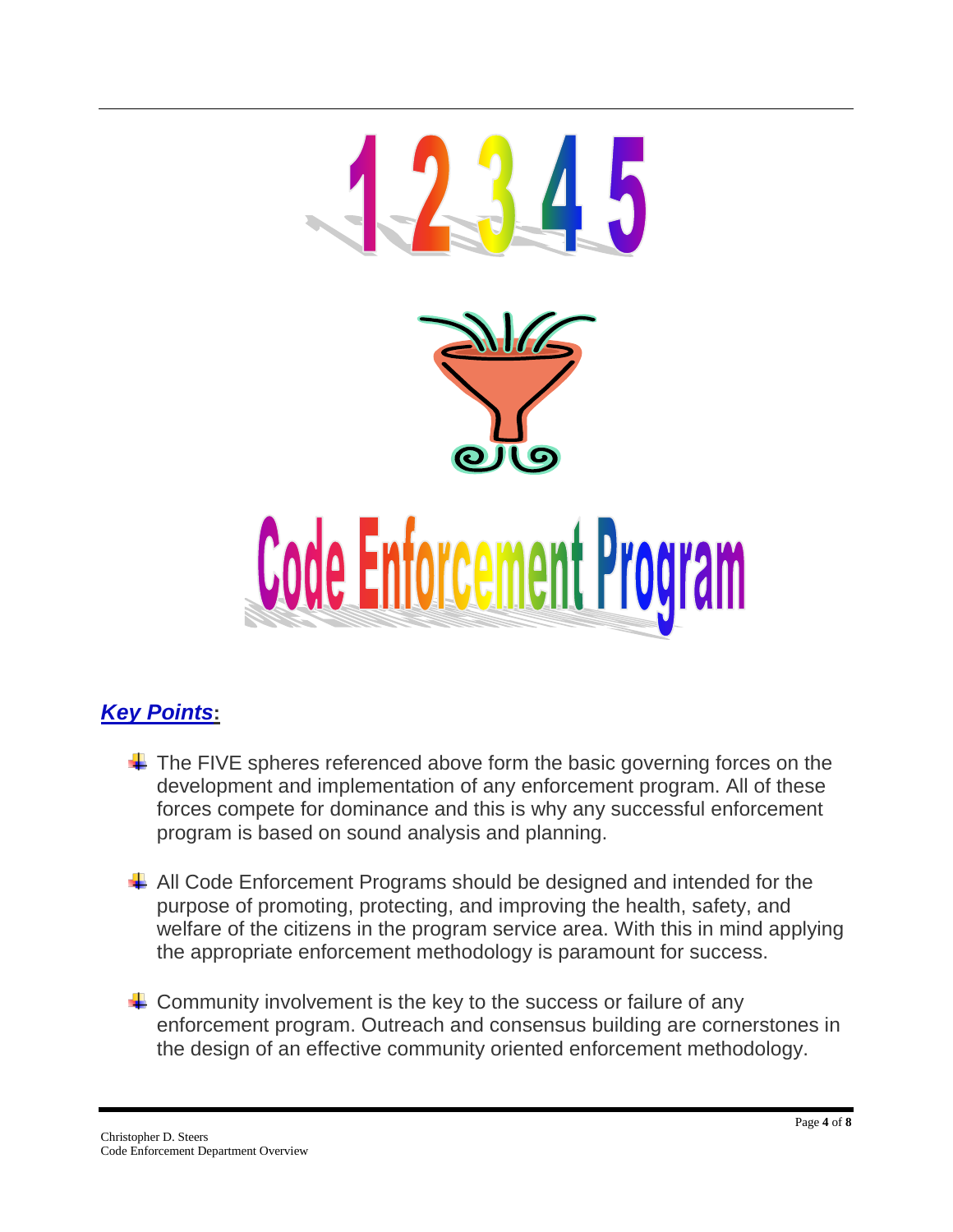1 2 3 4 5

# Code Enforcement Program

## ***Key Points*:**

- The FIVE spheres referenced above form the basic governing forces on the development and implementation of any enforcement program. All of these forces compete for dominance and this is why any successful enforcement program is based on sound analysis and planning.

- All Code Enforcement Programs should be designed and intended for the purpose of promoting, protecting, and improving the health, safety, and welfare of the citizens in the program service area. With this in mind applying the appropriate enforcement methodology is paramount for success.

- Community involvement is the key to the success or failure of any enforcement program. Outreach and consensus building are cornerstones in the design of an effective community oriented enforcement methodology.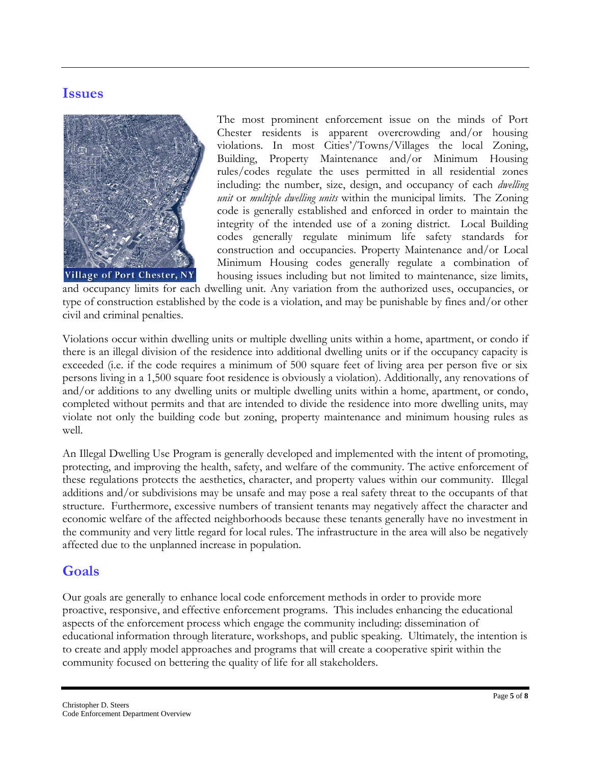## Issues

Village of Port Chester, NY

The most prominent enforcement issue on the minds of Port Chester residents is apparent overcrowding and/or housing violations. In most Cities'/Towns/Villages the local Zoning, Building, Property Maintenance and/or Minimum Housing rules/codes regulate the uses permitted in all residential zones including: the number, size, design, and occupancy of each *dwelling unit* or *multiple dwelling units* within the municipal limits. The Zoning code is generally established and enforced in order to maintain the integrity of the intended use of a zoning district. Local Building codes generally regulate minimum life safety standards for construction and occupancies. Property Maintenance and/or Local Minimum Housing codes generally regulate a combination of housing issues including but not limited to maintenance, size limits, and occupancy limits for each dwelling unit. Any variation from the authorized uses, occupancies, or type of construction established by the code is a violation, and may be punishable by fines and/or other civil and criminal penalties.

Violations occur within dwelling units or multiple dwelling units within a home, apartment, or condo if there is an illegal division of the residence into additional dwelling units or if the occupancy capacity is exceeded (i.e. if the code requires a minimum of 500 square feet of living area per person five or six persons living in a 1,500 square foot residence is obviously a violation). Additionally, any renovations of and/or additions to any dwelling units or multiple dwelling units within a home, apartment, or condo, completed without permits and that are intended to divide the residence into more dwelling units, may violate not only the building code but zoning, property maintenance and minimum housing rules as well.

An Illegal Dwelling Use Program is generally developed and implemented with the intent of promoting, protecting, and improving the health, safety, and welfare of the community. The active enforcement of these regulations protects the aesthetics, character, and property values within our community. Illegal additions and/or subdivisions may be unsafe and may pose a real safety threat to the occupants of that structure. Furthermore, excessive numbers of transient tenants may negatively affect the character and economic welfare of the affected neighborhoods because these tenants generally have no investment in the community and very little regard for local rules. The infrastructure in the area will also be negatively affected due to the unplanned increase in population.

## Goals

Our goals are generally to enhance local code enforcement methods in order to provide more proactive, responsive, and effective enforcement programs. This includes enhancing the educational aspects of the enforcement process which engage the community including: dissemination of educational information through literature, workshops, and public speaking. Ultimately, the intention is to create and apply model approaches and programs that will create a cooperative spirit within the community focused on bettering the quality of life for all stakeholders.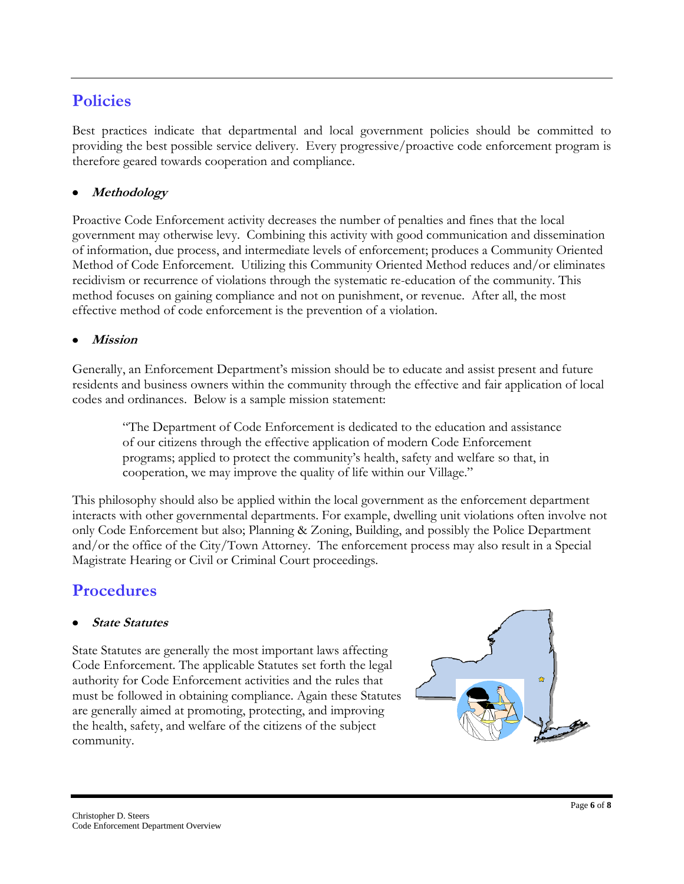## Policies

Best practices indicate that departmental and local government policies should be committed to providing the best possible service delivery. Every progressive/proactive code enforcement program is therefore geared towards cooperation and compliance.

- ***Methodology***

Proactive Code Enforcement activity decreases the number of penalties and fines that the local government may otherwise levy. Combining this activity with good communication and dissemination of information, due process, and intermediate levels of enforcement; produces a Community Oriented Method of Code Enforcement. Utilizing this Community Oriented Method reduces and/or eliminates recidivism or recurrence of violations through the systematic re-education of the community. This method focuses on gaining compliance and not on punishment, or revenue. After all, the most effective method of code enforcement is the prevention of a violation.

- ***Mission***

Generally, an Enforcement Department's mission should be to educate and assist present and future residents and business owners within the community through the effective and fair application of local codes and ordinances. Below is a sample mission statement:

> "The Department of Code Enforcement is dedicated to the education and assistance of our citizens through the effective application of modern Code Enforcement programs; applied to protect the community's health, safety and welfare so that, in cooperation, we may improve the quality of life within our Village."

This philosophy should also be applied within the local government as the enforcement department interacts with other governmental departments. For example, dwelling unit violations often involve not only Code Enforcement but also; Planning & Zoning, Building, and possibly the Police Department and/or the office of the City/Town Attorney. The enforcement process may also result in a Special Magistrate Hearing or Civil or Criminal Court proceedings.

## Procedures

- ***State Statutes***

State Statutes are generally the most important laws affecting Code Enforcement. The applicable Statutes set forth the legal authority for Code Enforcement activities and the rules that must be followed in obtaining compliance. Again these Statutes are generally aimed at promoting, protecting, and improving the health, safety, and welfare of the citizens of the subject community.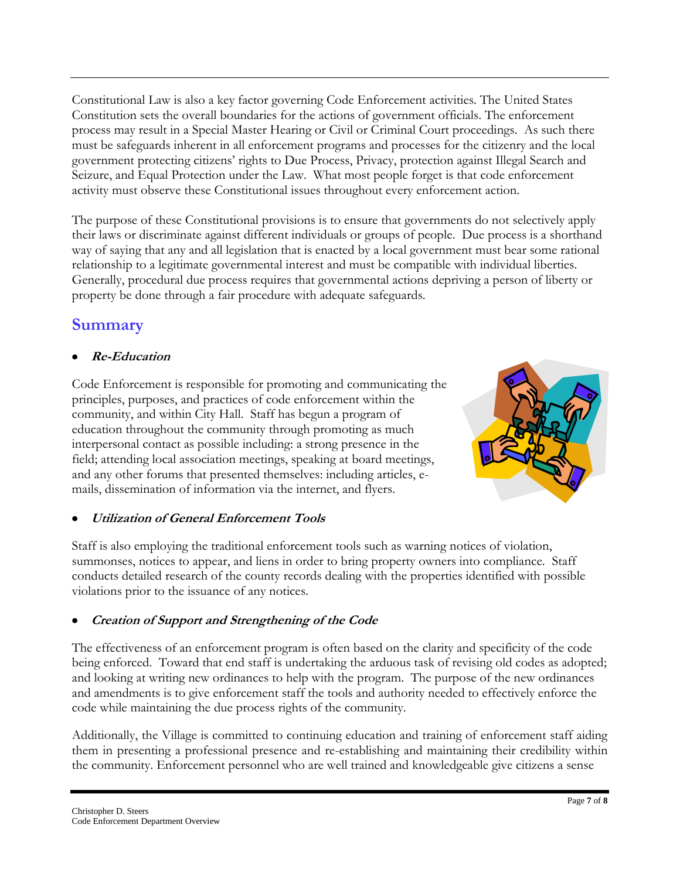Constitutional Law is also a key factor governing Code Enforcement activities. The United States Constitution sets the overall boundaries for the actions of government officials. The enforcement process may result in a Special Master Hearing or Civil or Criminal Court proceedings. As such there must be safeguards inherent in all enforcement programs and processes for the citizenry and the local government protecting citizens' rights to Due Process, Privacy, protection against Illegal Search and Seizure, and Equal Protection under the Law. What most people forget is that code enforcement activity must observe these Constitutional issues throughout every enforcement action.

The purpose of these Constitutional provisions is to ensure that governments do not selectively apply their laws or discriminate against different individuals or groups of people. Due process is a shorthand way of saying that any and all legislation that is enacted by a local government must bear some rational relationship to a legitimate governmental interest and must be compatible with individual liberties. Generally, procedural due process requires that governmental actions depriving a person of liberty or property be done through a fair procedure with adequate safeguards.

## Summary

- ***Re-Education***

Code Enforcement is responsible for promoting and communicating the principles, purposes, and practices of code enforcement within the community, and within City Hall. Staff has begun a program of education throughout the community through promoting as much interpersonal contact as possible including: a strong presence in the field; attending local association meetings, speaking at board meetings, and any other forums that presented themselves: including articles, e-mails, dissemination of information via the internet, and flyers.

- ***Utilization of General Enforcement Tools***

Staff is also employing the traditional enforcement tools such as warning notices of violation, summonses, notices to appear, and liens in order to bring property owners into compliance. Staff conducts detailed research of the county records dealing with the properties identified with possible violations prior to the issuance of any notices.

- ***Creation of Support and Strengthening of the Code***

The effectiveness of an enforcement program is often based on the clarity and specificity of the code being enforced. Toward that end staff is undertaking the arduous task of revising old codes as adopted; and looking at writing new ordinances to help with the program. The purpose of the new ordinances and amendments is to give enforcement staff the tools and authority needed to effectively enforce the code while maintaining the due process rights of the community.

Additionally, the Village is committed to continuing education and training of enforcement staff aiding them in presenting a professional presence and re-establishing and maintaining their credibility within the community. Enforcement personnel who are well trained and knowledgeable give citizens a sense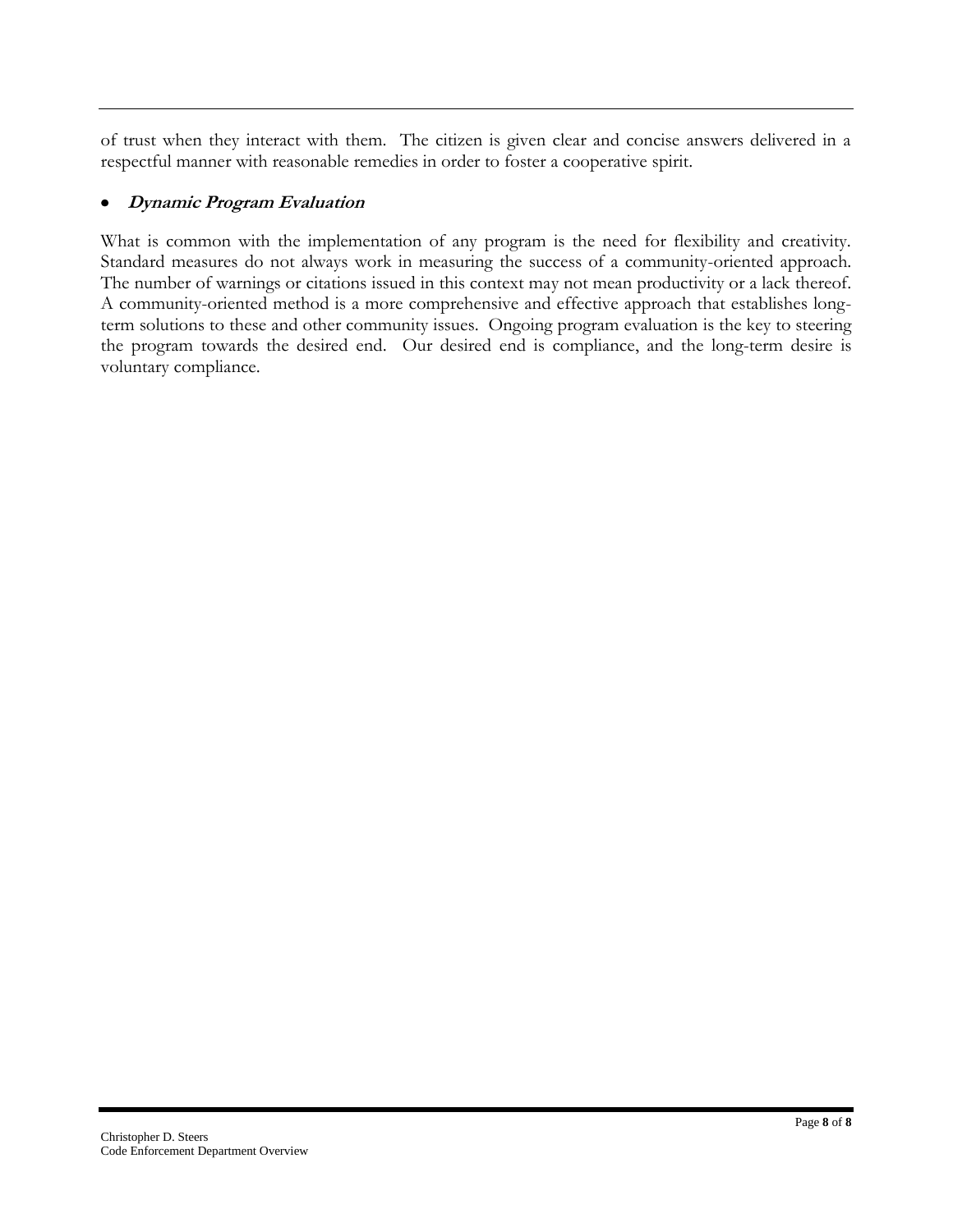of trust when they interact with them. The citizen is given clear and concise answers delivered in a respectful manner with reasonable remedies in order to foster a cooperative spirit.

- ***Dynamic Program Evaluation***

What is common with the implementation of any program is the need for flexibility and creativity. Standard measures do not always work in measuring the success of a community-oriented approach. The number of warnings or citations issued in this context may not mean productivity or a lack thereof. A community-oriented method is a more comprehensive and effective approach that establishes long-term solutions to these and other community issues. Ongoing program evaluation is the key to steering the program towards the desired end. Our desired end is compliance, and the long-term desire is voluntary compliance.